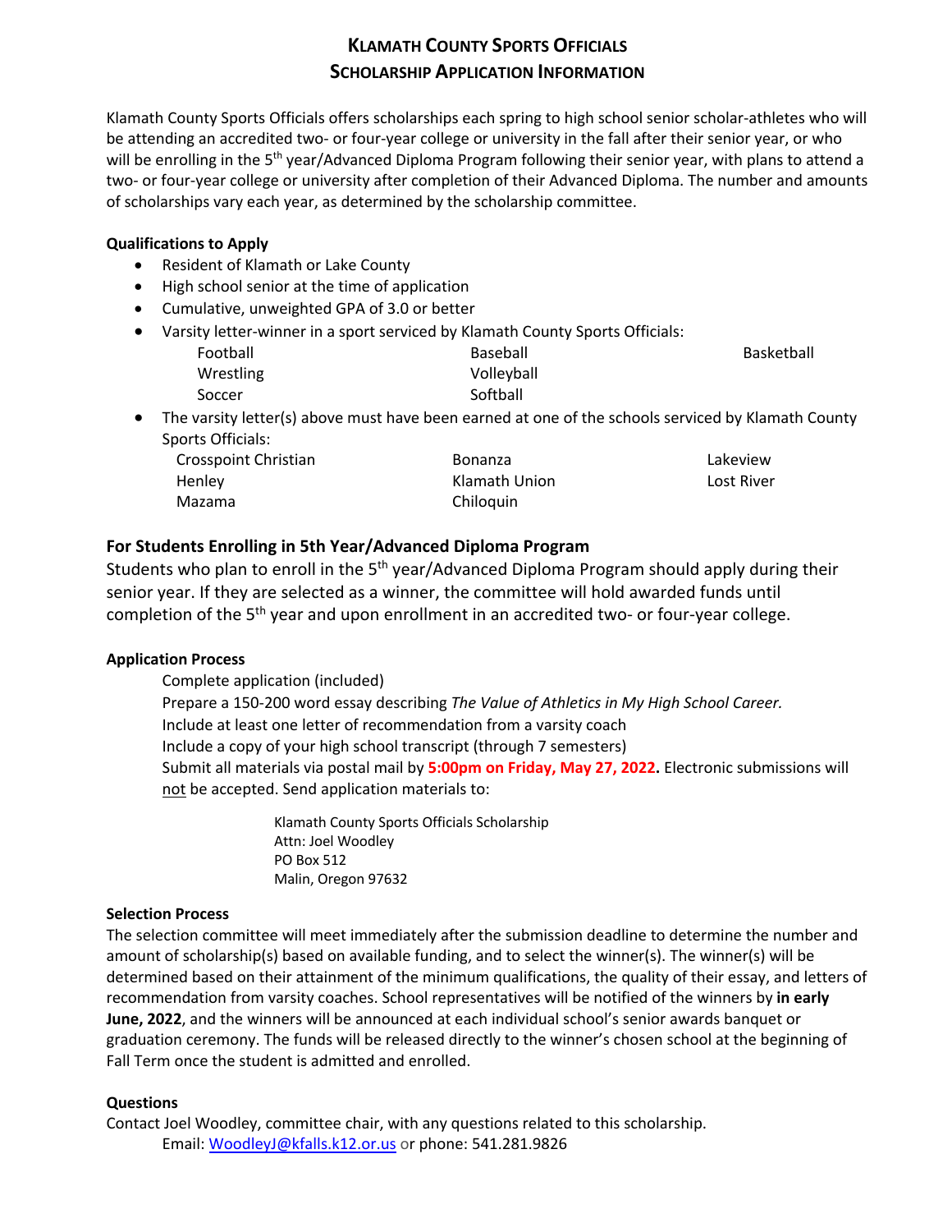# KLAMATH COUNTY SPORTS OFFICIALS
## SCHOLARSHIP APPLICATION INFORMATION

Klamath County Sports Officials offers scholarships each spring to high school senior scholar-athletes who will be attending an accredited two- or four-year college or university in the fall after their senior year, or who will be enrolling in the 5th year/Advanced Diploma Program following their senior year, with plans to attend a two- or four-year college or university after completion of their Advanced Diploma. The number and amounts of scholarships vary each year, as determined by the scholarship committee.

**Qualifications to Apply**

- Resident of Klamath or Lake County
- High school senior at the time of application
- Cumulative, unweighted GPA of 3.0 or better
- Varsity letter-winner in a sport serviced by Klamath County Sports Officials:

| | | |
|---|---|---|
| Football | Baseball | Basketball |
| Wrestling | Volleyball | |
| Soccer | Softball | |

- The varsity letter(s) above must have been earned at one of the schools serviced by Klamath County Sports Officials:

| | | |
|---|---|---|
| Crosspoint Christian | Bonanza | Lakeview |
| Henley | Klamath Union | Lost River |
| Mazama | Chiloquin | |

### For Students Enrolling in 5th Year/Advanced Diploma Program

Students who plan to enroll in the 5th year/Advanced Diploma Program should apply during their senior year. If they are selected as a winner, the committee will hold awarded funds until completion of the 5th year and upon enrollment in an accredited two- or four-year college.

**Application Process**

Complete application (included)
Prepare a 150-200 word essay describing *The Value of Athletics in My High School Career.*
Include at least one letter of recommendation from a varsity coach
Include a copy of your high school transcript (through 7 semesters)
Submit all materials via postal mail by **5:00pm on Friday, May 27, 2022.** Electronic submissions will not be accepted. Send application materials to:

Klamath County Sports Officials Scholarship
Attn: Joel Woodley
PO Box 512
Malin, Oregon 97632

**Selection Process**

The selection committee will meet immediately after the submission deadline to determine the number and amount of scholarship(s) based on available funding, and to select the winner(s). The winner(s) will be determined based on their attainment of the minimum qualifications, the quality of their essay, and letters of recommendation from varsity coaches. School representatives will be notified of the winners by **in early June, 2022**, and the winners will be announced at each individual school's senior awards banquet or graduation ceremony. The funds will be released directly to the winner's chosen school at the beginning of Fall Term once the student is admitted and enrolled.

**Questions**

Contact Joel Woodley, committee chair, with any questions related to this scholarship.
Email: WoodleyJ@kfalls.k12.or.us or phone: 541.281.9826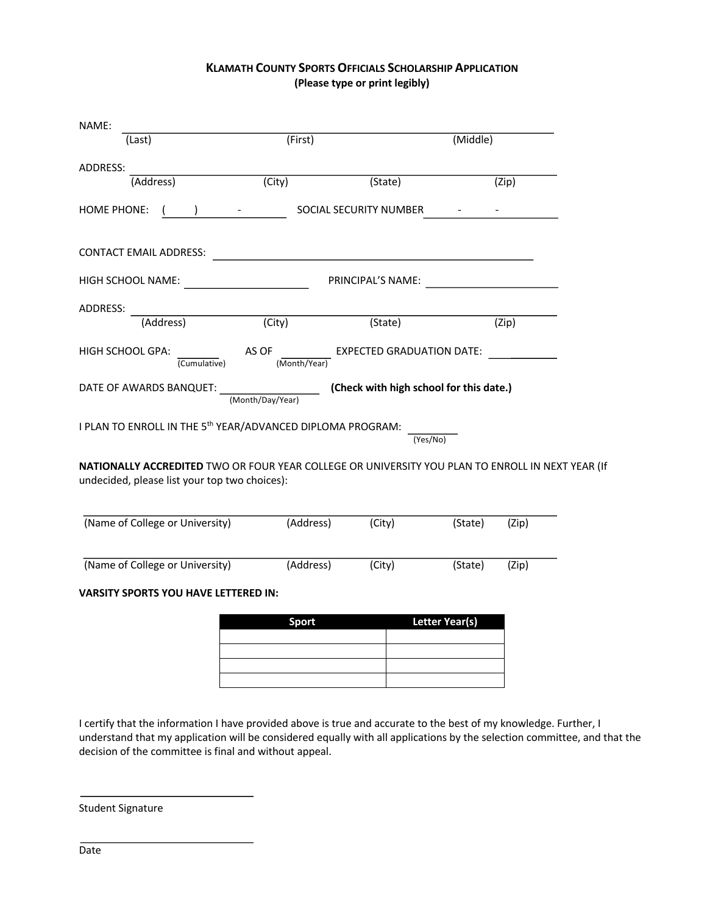# KLAMATH COUNTY SPORTS OFFICIALS SCHOLARSHIP APPLICATION

**(Please type or print legibly)**

NAME: ______________________________________________________
(Last) (First) (Middle)

ADDRESS: ______________________________________________________
(Address) (City) (State) (Zip)

HOME PHONE: ( ) - SOCIAL SECURITY NUMBER - -

CONTACT EMAIL ADDRESS: ______________________________________________

HIGH SCHOOL NAME: ____________________ PRINCIPAL'S NAME: ____________________

ADDRESS: ______________________________________________________
(Address) (City) (State) (Zip)

HIGH SCHOOL GPA: _______ AS OF ________ EXPECTED GRADUATION DATE: ________
(Cumulative) (Month/Year)

DATE OF AWARDS BANQUET: ________________ **(Check with high school for this date.)**
(Month/Day/Year)

I PLAN TO ENROLL IN THE 5th YEAR/ADVANCED DIPLOMA PROGRAM: ________
(Yes/No)

**NATIONALLY ACCREDITED** TWO OR FOUR YEAR COLLEGE OR UNIVERSITY YOU PLAN TO ENROLL IN NEXT YEAR (If undecided, please list your top two choices):

______________________________________________________
(Name of College or University) (Address) (City) (State) (Zip)

______________________________________________________
(Name of College or University) (Address) (City) (State) (Zip)

**VARSITY SPORTS YOU HAVE LETTERED IN:**

| Sport | Letter Year(s) |
|---|---|
| | |
| | |
| | |
| | |

I certify that the information I have provided above is true and accurate to the best of my knowledge. Further, I understand that my application will be considered equally with all applications by the selection committee, and that the decision of the committee is final and without appeal.

______________________________
Student Signature

______________________________
Date